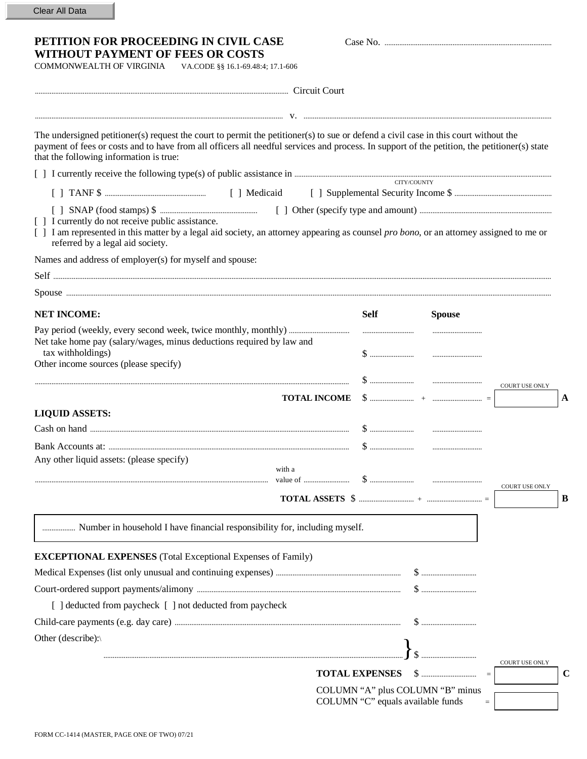Clear All Data

# PETITION FOR PROCEEDING IN CIVIL CASE WITHOUT PAYMENT OF FEES OR COSTS

Case No. ..........................................................................................

COMMONWEALTH OF VIRGINIA VA.CODE §§ 16.1-69.48:4; 17.1-606

.......................................................................................................................... Circuit Court

.......................................................................................................................... v. ..........................................................................................................................

The undersigned petitioner(s) request the court to permit the petitioner(s) to sue or defend a civil case in this court without the payment of fees or costs and to have from all officers all needful services and process. In support of the petition, the petitioner(s) state that the following information is true:

[ ] I currently receive the following type(s) of public assistance in .......................................................................................... (CITY/COUNTY)

[ ] TANF $ ...................................................... [ ] Medicaid [ ] Supplemental Security Income $ ....................................................

[ ] SNAP (food stamps) $ .................................................... [ ] Other (specify type and amount) .......................................................................

[ ] I currently do not receive public assistance.

[ ] I am represented in this matter by a legal aid society, an attorney appearing as counsel *pro bono*, or an attorney assigned to me or referred by a legal aid society.

Names and address of employer(s) for myself and spouse:

Self ..........................................................................................................................

Spouse ..........................................................................................................................

| **NET INCOME:** | **Self** | **Spouse** | | COURT USE ONLY | |
|---|---|---|---|---|---|
| Pay period (weekly, every second week, twice monthly, monthly) ................................ | ............................ | ............................ | | | |
| Net take home pay (salary/wages, minus deductions required by law and tax withholdings) | $ ........................ | ............................ | | | |
| Other income sources (please specify) .......................................................................... | $ ........................ | ............................ | | | |
| **TOTAL INCOME** | $ ........................ | + ............................ | = | | **A** |
| **LIQUID ASSETS:** | | | | | |
| Cash on hand .......................................................................................... | $ ........................ | ............................ | | | |
| Bank Accounts at: .......................................................................................... | $ ........................ | ............................ | | | |
| Any other liquid assets: (please specify) ........................................ with a value of ......................... | $ ........................ | ............................ | | COURT USE ONLY | |
| **TOTAL ASSETS** | $ .............................. | + .............................. | = | | **B** |

.................. Number in household I have financial responsibility for, including myself.

| **EXCEPTIONAL EXPENSES** (Total Exceptional Expenses of Family) | | | | |
|---|---|---|---|---|
| Medical Expenses (list only unusual and continuing expenses) .................................................................. | $ .............................. | | | |
| Court-ordered support payments/alimony .................................................................. | $ .............................. | | | |
| [ ] deducted from paycheck [ ] not deducted from paycheck | | | | |
| Child-care payments (e.g. day care) .................................................................. | $ .............................. | | | |
| Other (describe):\ .................................................................................................... | $ .............................. | | COURT USE ONLY | |
| **TOTAL EXPENSES** | $ .............................. | = | | **C** |
| COLUMN "A" plus COLUMN "B" minus COLUMN "C" equals available funds | | = | | |

FORM CC-1414 (MASTER, PAGE ONE OF TWO) 07/21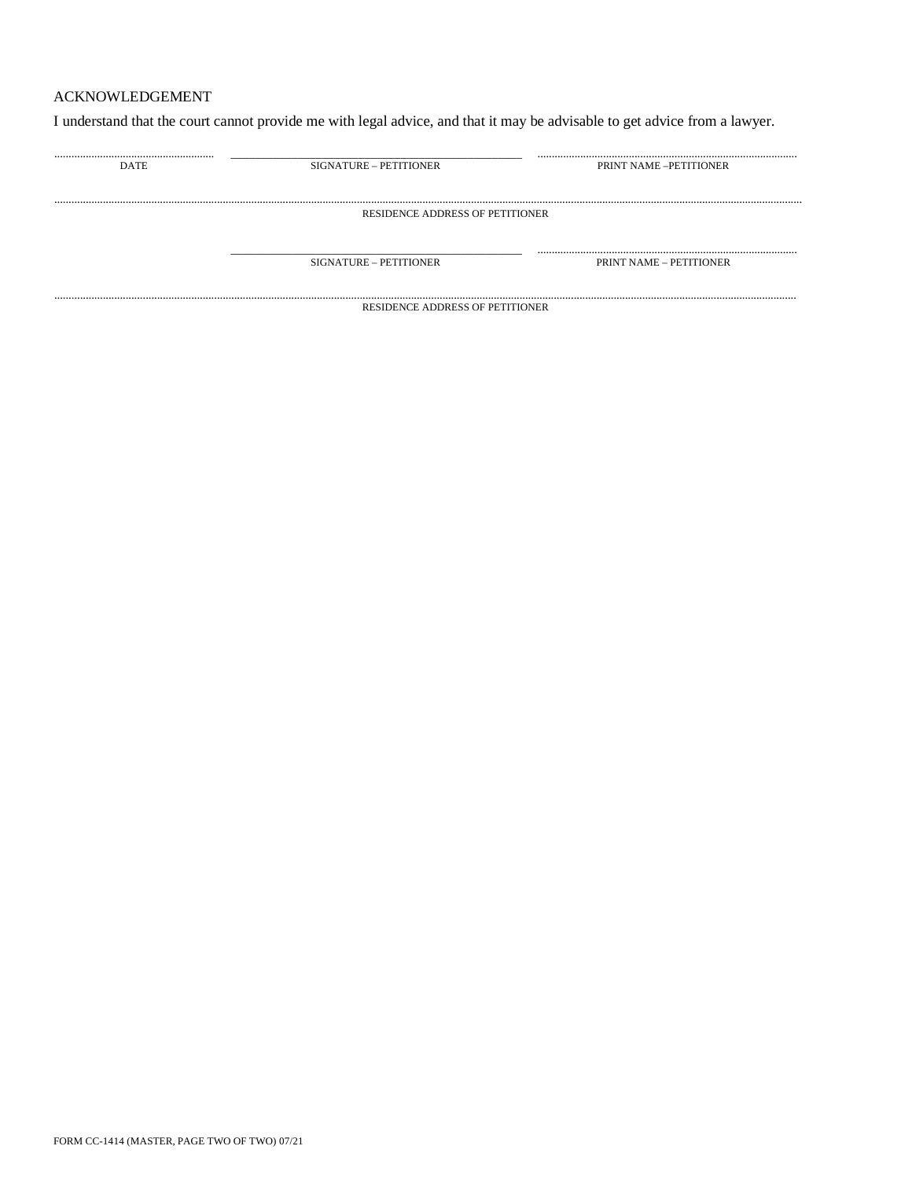## ACKNOWLEDGEMENT

I understand that the court cannot provide me with legal advice, and that it may be advisable to get advice from a lawyer.

| | | |
|---|---|---|
| ........................................ | ________________________________ | ........................................ |
| DATE | SIGNATURE – PETITIONER | PRINT NAME –PETITIONER |

..........................................................................................................................................................

RESIDENCE ADDRESS OF PETITIONER

| | |
|---|---|
| ________________________________ | ........................................ |
| SIGNATURE – PETITIONER | PRINT NAME – PETITIONER |

..........................................................................................................................................................

RESIDENCE ADDRESS OF PETITIONER

FORM CC-1414 (MASTER, PAGE TWO OF TWO) 07/21